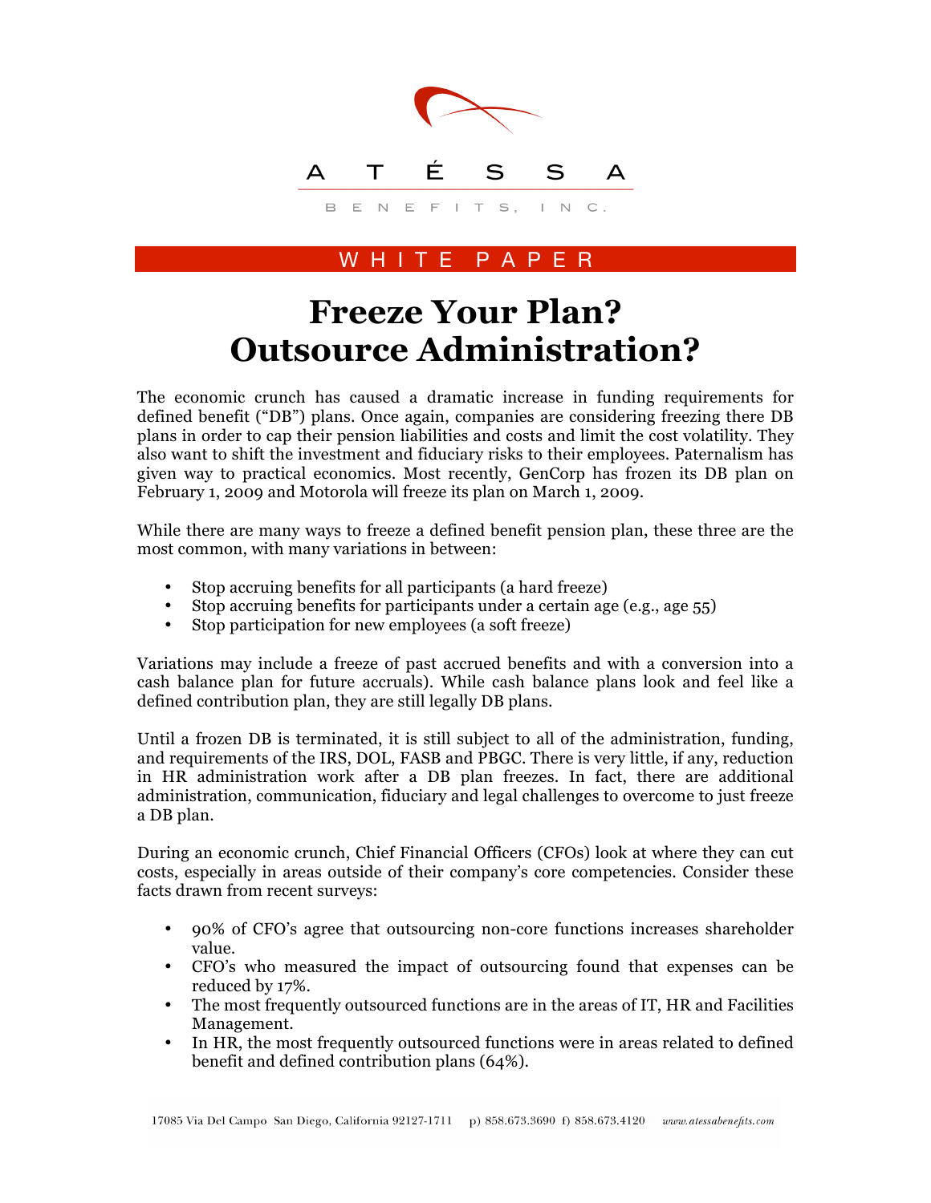ATÉSSA

BENEFITS, INC.

WHITE PAPER

# Freeze Your Plan? Outsource Administration?

The economic crunch has caused a dramatic increase in funding requirements for defined benefit ("DB") plans. Once again, companies are considering freezing there DB plans in order to cap their pension liabilities and costs and limit the cost volatility. They also want to shift the investment and fiduciary risks to their employees. Paternalism has given way to practical economics. Most recently, GenCorp has frozen its DB plan on February 1, 2009 and Motorola will freeze its plan on March 1, 2009.

While there are many ways to freeze a defined benefit pension plan, these three are the most common, with many variations in between:

- Stop accruing benefits for all participants (a hard freeze)
- Stop accruing benefits for participants under a certain age (e.g., age 55)
- Stop participation for new employees (a soft freeze)

Variations may include a freeze of past accrued benefits and with a conversion into a cash balance plan for future accruals). While cash balance plans look and feel like a defined contribution plan, they are still legally DB plans.

Until a frozen DB is terminated, it is still subject to all of the administration, funding, and requirements of the IRS, DOL, FASB and PBGC. There is very little, if any, reduction in HR administration work after a DB plan freezes. In fact, there are additional administration, communication, fiduciary and legal challenges to overcome to just freeze a DB plan.

During an economic crunch, Chief Financial Officers (CFOs) look at where they can cut costs, especially in areas outside of their company's core competencies. Consider these facts drawn from recent surveys:

- 90% of CFO's agree that outsourcing non-core functions increases shareholder value.
- CFO's who measured the impact of outsourcing found that expenses can be reduced by 17%.
- The most frequently outsourced functions are in the areas of IT, HR and Facilities Management.
- In HR, the most frequently outsourced functions were in areas related to defined benefit and defined contribution plans (64%).

17085 Via Del Campo San Diego, California 92127-1711 p) 858.673.3690 f) 858.673.4120 www.atessabenefits.com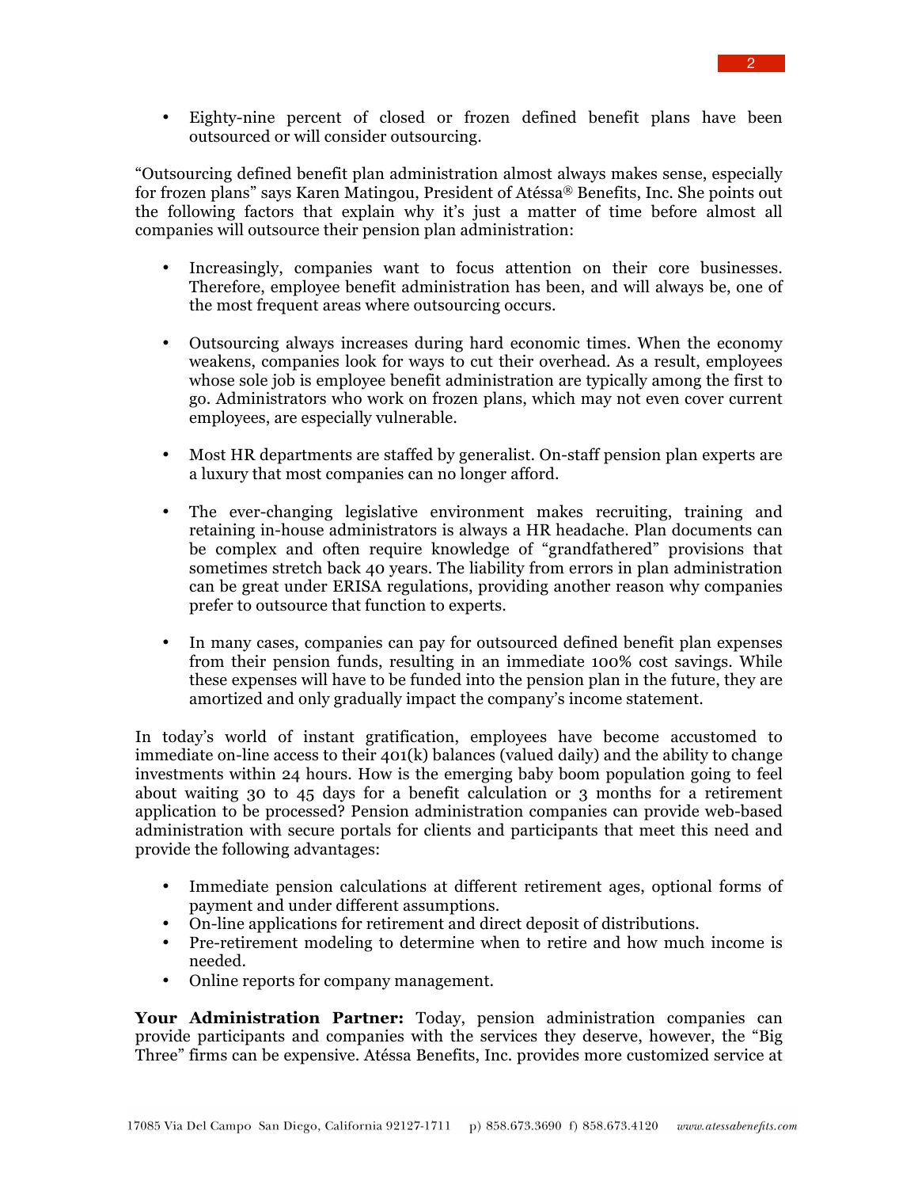- Eighty-nine percent of closed or frozen defined benefit plans have been outsourced or will consider outsourcing.

"Outsourcing defined benefit plan administration almost always makes sense, especially for frozen plans" says Karen Matingou, President of Atéssa® Benefits, Inc. She points out the following factors that explain why it's just a matter of time before almost all companies will outsource their pension plan administration:

- Increasingly, companies want to focus attention on their core businesses. Therefore, employee benefit administration has been, and will always be, one of the most frequent areas where outsourcing occurs.

- Outsourcing always increases during hard economic times. When the economy weakens, companies look for ways to cut their overhead. As a result, employees whose sole job is employee benefit administration are typically among the first to go. Administrators who work on frozen plans, which may not even cover current employees, are especially vulnerable.

- Most HR departments are staffed by generalist. On-staff pension plan experts are a luxury that most companies can no longer afford.

- The ever-changing legislative environment makes recruiting, training and retaining in-house administrators is always a HR headache. Plan documents can be complex and often require knowledge of "grandfathered" provisions that sometimes stretch back 40 years. The liability from errors in plan administration can be great under ERISA regulations, providing another reason why companies prefer to outsource that function to experts.

- In many cases, companies can pay for outsourced defined benefit plan expenses from their pension funds, resulting in an immediate 100% cost savings. While these expenses will have to be funded into the pension plan in the future, they are amortized and only gradually impact the company's income statement.

In today's world of instant gratification, employees have become accustomed to immediate on-line access to their 401(k) balances (valued daily) and the ability to change investments within 24 hours. How is the emerging baby boom population going to feel about waiting 30 to 45 days for a benefit calculation or 3 months for a retirement application to be processed? Pension administration companies can provide web-based administration with secure portals for clients and participants that meet this need and provide the following advantages:

- Immediate pension calculations at different retirement ages, optional forms of payment and under different assumptions.
- On-line applications for retirement and direct deposit of distributions.
- Pre-retirement modeling to determine when to retire and how much income is needed.
- Online reports for company management.

**Your Administration Partner:** Today, pension administration companies can provide participants and companies with the services they deserve, however, the "Big Three" firms can be expensive. Atéssa Benefits, Inc. provides more customized service at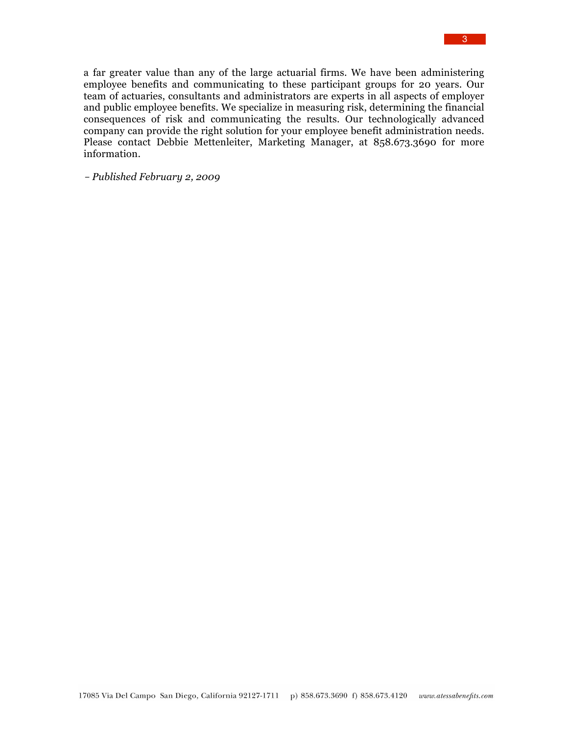a far greater value than any of the large actuarial firms. We have been administering employee benefits and communicating to these participant groups for 20 years. Our team of actuaries, consultants and administrators are experts in all aspects of employer and public employee benefits. We specialize in measuring risk, determining the financial consequences of risk and communicating the results. Our technologically advanced company can provide the right solution for your employee benefit administration needs. Please contact Debbie Mettenleiter, Marketing Manager, at 858.673.3690 for more information.

*– Published February 2, 2009*